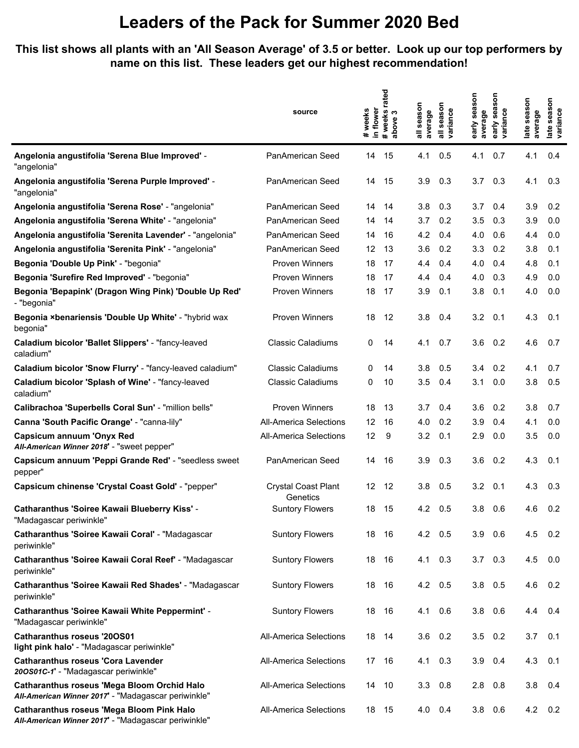# Leaders of the Pack for Summer 2020 Bed

**This list shows all plants with an 'All Season Average' of 3.5 or better. Look up our top performers by name on this list. These leaders get our highest recommendation!**

| | source | # weeks in flower | # weeks rated above 3 | all season average | all season variance | early season average | early season variance | late season average | late season variance |
|---|---|---|---|---|---|---|---|---|---|
| **Angelonia angustifolia 'Serena Blue Improved'** - "angelonia" | PanAmerican Seed | 14 | 15 | 4.1 | 0.5 | 4.1 | 0.7 | 4.1 | 0.4 |
| **Angelonia angustifolia 'Serena Purple Improved'** - "angelonia" | PanAmerican Seed | 14 | 15 | 3.9 | 0.3 | 3.7 | 0.3 | 4.1 | 0.3 |
| **Angelonia angustifolia 'Serena Rose'** - "angelonia" | PanAmerican Seed | 14 | 14 | 3.8 | 0.3 | 3.7 | 0.4 | 3.9 | 0.2 |
| **Angelonia angustifolia 'Serena White'** - "angelonia" | PanAmerican Seed | 14 | 14 | 3.7 | 0.2 | 3.5 | 0.3 | 3.9 | 0.0 |
| **Angelonia angustifolia 'Serenita Lavender'** - "angelonia" | PanAmerican Seed | 14 | 16 | 4.2 | 0.4 | 4.0 | 0.6 | 4.4 | 0.0 |
| **Angelonia angustifolia 'Serenita Pink'** - "angelonia" | PanAmerican Seed | 12 | 13 | 3.6 | 0.2 | 3.3 | 0.2 | 3.8 | 0.1 |
| **Begonia 'Double Up Pink'** - "begonia" | Proven Winners | 18 | 17 | 4.4 | 0.4 | 4.0 | 0.4 | 4.8 | 0.1 |
| **Begonia 'Surefire Red Improved'** - "begonia" | Proven Winners | 18 | 17 | 4.4 | 0.4 | 4.0 | 0.3 | 4.9 | 0.0 |
| **Begonia 'Bepapink' (Dragon Wing Pink) 'Double Up Red'** - "begonia" | Proven Winners | 18 | 17 | 3.9 | 0.1 | 3.8 | 0.1 | 4.0 | 0.0 |
| **Begonia ×benariensis 'Double Up White'** - "hybrid wax begonia" | Proven Winners | 18 | 12 | 3.8 | 0.4 | 3.2 | 0.1 | 4.3 | 0.1 |
| **Caladium bicolor 'Ballet Slippers'** - "fancy-leaved caladium" | Classic Caladiums | 0 | 14 | 4.1 | 0.7 | 3.6 | 0.2 | 4.6 | 0.7 |
| **Caladium bicolor 'Snow Flurry'** - "fancy-leaved caladium" | Classic Caladiums | 0 | 14 | 3.8 | 0.5 | 3.4 | 0.2 | 4.1 | 0.7 |
| **Caladium bicolor 'Splash of Wine'** - "fancy-leaved caladium" | Classic Caladiums | 0 | 10 | 3.5 | 0.4 | 3.1 | 0.0 | 3.8 | 0.5 |
| **Calibrachoa 'Superbells Coral Sun'** - "million bells" | Proven Winners | 18 | 13 | 3.7 | 0.4 | 3.6 | 0.2 | 3.8 | 0.7 |
| **Canna 'South Pacific Orange'** - "canna-lily" | All-America Selections | 12 | 16 | 4.0 | 0.2 | 3.9 | 0.4 | 4.1 | 0.0 |
| **Capsicum annuum 'Onyx Red *All-American Winner 2018*'** - "sweet pepper" | All-America Selections | 12 | 9 | 3.2 | 0.1 | 2.9 | 0.0 | 3.5 | 0.0 |
| **Capsicum annuum 'Peppi Grande Red'** - "seedless sweet pepper" | PanAmerican Seed | 14 | 16 | 3.9 | 0.3 | 3.6 | 0.2 | 4.3 | 0.1 |
| **Capsicum chinense 'Crystal Coast Gold'** - "pepper" | Crystal Coast Plant Genetics | 12 | 12 | 3.8 | 0.5 | 3.2 | 0.1 | 4.3 | 0.3 |
| **Catharanthus 'Soiree Kawaii Blueberry Kiss'** - "Madagascar periwinkle" | Suntory Flowers | 18 | 15 | 4.2 | 0.5 | 3.8 | 0.6 | 4.6 | 0.2 |
| **Catharanthus 'Soiree Kawaii Coral'** - "Madagascar periwinkle" | Suntory Flowers | 18 | 16 | 4.2 | 0.5 | 3.9 | 0.6 | 4.5 | 0.2 |
| **Catharanthus 'Soiree Kawaii Coral Reef'** - "Madagascar periwinkle" | Suntory Flowers | 18 | 16 | 4.1 | 0.3 | 3.7 | 0.3 | 4.5 | 0.0 |
| **Catharanthus 'Soiree Kawaii Red Shades'** - "Madagascar periwinkle" | Suntory Flowers | 18 | 16 | 4.2 | 0.5 | 3.8 | 0.5 | 4.6 | 0.2 |
| **Catharanthus 'Soiree Kawaii White Peppermint'** - "Madagascar periwinkle" | Suntory Flowers | 18 | 16 | 4.1 | 0.6 | 3.8 | 0.6 | 4.4 | 0.4 |
| **Catharanthus roseus '20OS01 light pink halo'** - "Madagascar periwinkle" | All-America Selections | 18 | 14 | 3.6 | 0.2 | 3.5 | 0.2 | 3.7 | 0.1 |
| **Catharanthus roseus 'Cora Lavender *20OS01C-1*'** - "Madagascar periwinkle" | All-America Selections | 17 | 16 | 4.1 | 0.3 | 3.9 | 0.4 | 4.3 | 0.1 |
| **Catharanthus roseus 'Mega Bloom Orchid Halo *All-American Winner 2017*'** - "Madagascar periwinkle" | All-America Selections | 14 | 10 | 3.3 | 0.8 | 2.8 | 0.8 | 3.8 | 0.4 |
| **Catharanthus roseus 'Mega Bloom Pink Halo *All-American Winner 2017*'** - "Madagascar periwinkle" | All-America Selections | 18 | 15 | 4.0 | 0.4 | 3.8 | 0.6 | 4.2 | 0.2 |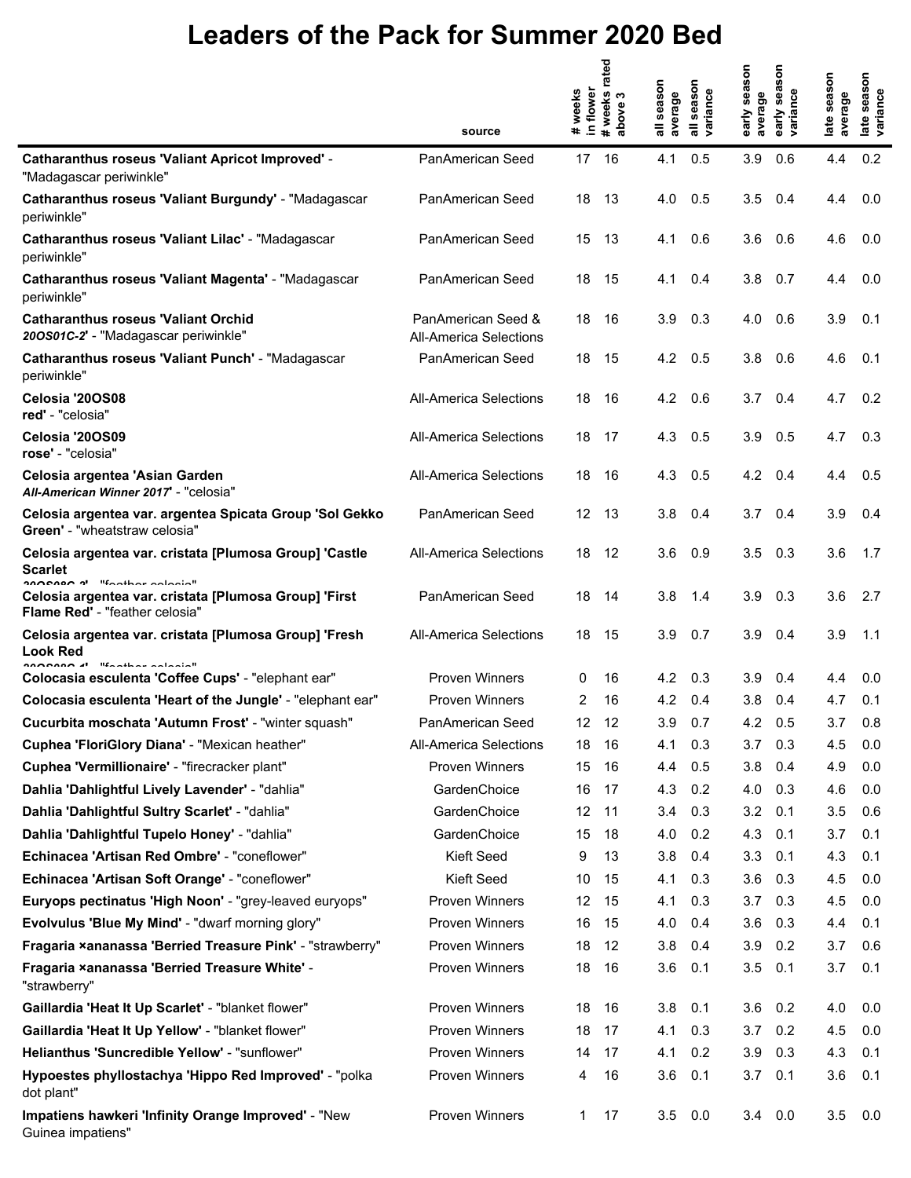# Leaders of the Pack for Summer 2020 Bed

| | source | # weeks in flower | # weeks rated above 3 | all season average | all season variance | early season average | early season variance | late season average | late season variance |
|---|---|---|---|---|---|---|---|---|---|
| **Catharanthus roseus 'Valiant Apricot Improved'** - "Madagascar periwinkle" | PanAmerican Seed | 17 | 16 | 4.1 | 0.5 | 3.9 | 0.6 | 4.4 | 0.2 |
| **Catharanthus roseus 'Valiant Burgundy'** - "Madagascar periwinkle" | PanAmerican Seed | 18 | 13 | 4.0 | 0.5 | 3.5 | 0.4 | 4.4 | 0.0 |
| **Catharanthus roseus 'Valiant Lilac'** - "Madagascar periwinkle" | PanAmerican Seed | 15 | 13 | 4.1 | 0.6 | 3.6 | 0.6 | 4.6 | 0.0 |
| **Catharanthus roseus 'Valiant Magenta'** - "Madagascar periwinkle" | PanAmerican Seed | 18 | 15 | 4.1 | 0.4 | 3.8 | 0.7 | 4.4 | 0.0 |
| **Catharanthus roseus 'Valiant Orchid *20OS01C-2*'** - "Madagascar periwinkle" | PanAmerican Seed & All-America Selections | 18 | 16 | 3.9 | 0.3 | 4.0 | 0.6 | 3.9 | 0.1 |
| **Catharanthus roseus 'Valiant Punch'** - "Madagascar periwinkle" | PanAmerican Seed | 18 | 15 | 4.2 | 0.5 | 3.8 | 0.6 | 4.6 | 0.1 |
| **Celosia '20OS08 red'** - "celosia" | All-America Selections | 18 | 16 | 4.2 | 0.6 | 3.7 | 0.4 | 4.7 | 0.2 |
| **Celosia '20OS09 rose'** - "celosia" | All-America Selections | 18 | 17 | 4.3 | 0.5 | 3.9 | 0.5 | 4.7 | 0.3 |
| **Celosia argentea 'Asian Garden *All-American Winner 2017*'** - "celosia" | All-America Selections | 18 | 16 | 4.3 | 0.5 | 4.2 | 0.4 | 4.4 | 0.5 |
| **Celosia argentea var. argentea Spicata Group 'Sol Gekko Green'** - "wheatstraw celosia" | PanAmerican Seed | 12 | 13 | 3.8 | 0.4 | 3.7 | 0.4 | 3.9 | 0.4 |
| **Celosia argentea var. cristata [Plumosa Group] 'Castle Scarlet 20OS08C-2'** - "feather celosia" | All-America Selections | 18 | 12 | 3.6 | 0.9 | 3.5 | 0.3 | 3.6 | 1.7 |
| **Celosia argentea var. cristata [Plumosa Group] 'First Flame Red'** - "feather celosia" | PanAmerican Seed | 18 | 14 | 3.8 | 1.4 | 3.9 | 0.3 | 3.6 | 2.7 |
| **Celosia argentea var. cristata [Plumosa Group] 'Fresh Look Red 20OS08C-1'** - "feather celosia" | All-America Selections | 18 | 15 | 3.9 | 0.7 | 3.9 | 0.4 | 3.9 | 1.1 |
| **Colocasia esculenta 'Coffee Cups'** - "elephant ear" | Proven Winners | 0 | 16 | 4.2 | 0.3 | 3.9 | 0.4 | 4.4 | 0.0 |
| **Colocasia esculenta 'Heart of the Jungle'** - "elephant ear" | Proven Winners | 2 | 16 | 4.2 | 0.4 | 3.8 | 0.4 | 4.7 | 0.1 |
| **Cucurbita moschata 'Autumn Frost'** - "winter squash" | PanAmerican Seed | 12 | 12 | 3.9 | 0.7 | 4.2 | 0.5 | 3.7 | 0.8 |
| **Cuphea 'FloriGlory Diana'** - "Mexican heather" | All-America Selections | 18 | 16 | 4.1 | 0.3 | 3.7 | 0.3 | 4.5 | 0.0 |
| **Cuphea 'Vermillionaire'** - "firecracker plant" | Proven Winners | 15 | 16 | 4.4 | 0.5 | 3.8 | 0.4 | 4.9 | 0.0 |
| **Dahlia 'Dahlightful Lively Lavender'** - "dahlia" | GardenChoice | 16 | 17 | 4.3 | 0.2 | 4.0 | 0.3 | 4.6 | 0.0 |
| **Dahlia 'Dahlightful Sultry Scarlet'** - "dahlia" | GardenChoice | 12 | 11 | 3.4 | 0.3 | 3.2 | 0.1 | 3.5 | 0.6 |
| **Dahlia 'Dahlightful Tupelo Honey'** - "dahlia" | GardenChoice | 15 | 18 | 4.0 | 0.2 | 4.3 | 0.1 | 3.7 | 0.1 |
| **Echinacea 'Artisan Red Ombre'** - "coneflower" | Kieft Seed | 9 | 13 | 3.8 | 0.4 | 3.3 | 0.1 | 4.3 | 0.1 |
| **Echinacea 'Artisan Soft Orange'** - "coneflower" | Kieft Seed | 10 | 15 | 4.1 | 0.3 | 3.6 | 0.3 | 4.5 | 0.0 |
| **Euryops pectinatus 'High Noon'** - "grey-leaved euryops" | Proven Winners | 12 | 15 | 4.1 | 0.3 | 3.7 | 0.3 | 4.5 | 0.0 |
| **Evolvulus 'Blue My Mind'** - "dwarf morning glory" | Proven Winners | 16 | 15 | 4.0 | 0.4 | 3.6 | 0.3 | 4.4 | 0.1 |
| **Fragaria ×ananassa 'Berried Treasure Pink'** - "strawberry" | Proven Winners | 18 | 12 | 3.8 | 0.4 | 3.9 | 0.2 | 3.7 | 0.6 |
| **Fragaria ×ananassa 'Berried Treasure White'** - "strawberry" | Proven Winners | 18 | 16 | 3.6 | 0.1 | 3.5 | 0.1 | 3.7 | 0.1 |
| **Gaillardia 'Heat It Up Scarlet'** - "blanket flower" | Proven Winners | 18 | 16 | 3.8 | 0.1 | 3.6 | 0.2 | 4.0 | 0.0 |
| **Gaillardia 'Heat It Up Yellow'** - "blanket flower" | Proven Winners | 18 | 17 | 4.1 | 0.3 | 3.7 | 0.2 | 4.5 | 0.0 |
| **Helianthus 'Suncredible Yellow'** - "sunflower" | Proven Winners | 14 | 17 | 4.1 | 0.2 | 3.9 | 0.3 | 4.3 | 0.1 |
| **Hypoestes phyllostachya 'Hippo Red Improved'** - "polka dot plant" | Proven Winners | 4 | 16 | 3.6 | 0.1 | 3.7 | 0.1 | 3.6 | 0.1 |
| **Impatiens hawkeri 'Infinity Orange Improved'** - "New Guinea impatiens" | Proven Winners | 1 | 17 | 3.5 | 0.0 | 3.4 | 0.0 | 3.5 | 0.0 |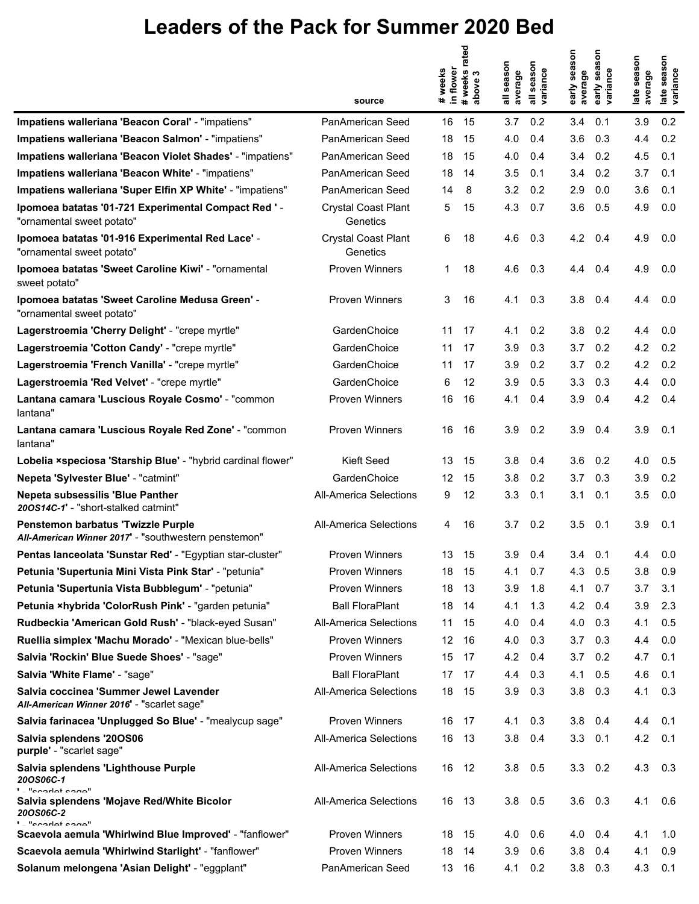# Leaders of the Pack for Summer 2020 Bed

| | source | # weeks in flower | # weeks rated above 3 | all season average | all season variance | early season average | early season variance | late season average | late season variance |
|---|---|---|---|---|---|---|---|---|---|
| **Impatiens walleriana 'Beacon Coral'** - "impatiens" | PanAmerican Seed | 16 | 15 | 3.7 | 0.2 | 3.4 | 0.1 | 3.9 | 0.2 |
| **Impatiens walleriana 'Beacon Salmon'** - "impatiens" | PanAmerican Seed | 18 | 15 | 4.0 | 0.4 | 3.6 | 0.3 | 4.4 | 0.2 |
| **Impatiens walleriana 'Beacon Violet Shades'** - "impatiens" | PanAmerican Seed | 18 | 15 | 4.0 | 0.4 | 3.4 | 0.2 | 4.5 | 0.1 |
| **Impatiens walleriana 'Beacon White'** - "impatiens" | PanAmerican Seed | 18 | 14 | 3.5 | 0.1 | 3.4 | 0.2 | 3.7 | 0.1 |
| **Impatiens walleriana 'Super Elfin XP White'** - "impatiens" | PanAmerican Seed | 14 | 8 | 3.2 | 0.2 | 2.9 | 0.0 | 3.6 | 0.1 |
| **Ipomoea batatas '01-721 Experimental Compact Red '** - "ornamental sweet potato" | Crystal Coast Plant Genetics | 5 | 15 | 4.3 | 0.7 | 3.6 | 0.5 | 4.9 | 0.0 |
| **Ipomoea batatas '01-916 Experimental Red Lace'** - "ornamental sweet potato" | Crystal Coast Plant Genetics | 6 | 18 | 4.6 | 0.3 | 4.2 | 0.4 | 4.9 | 0.0 |
| **Ipomoea batatas 'Sweet Caroline Kiwi'** - "ornamental sweet potato" | Proven Winners | 1 | 18 | 4.6 | 0.3 | 4.4 | 0.4 | 4.9 | 0.0 |
| **Ipomoea batatas 'Sweet Caroline Medusa Green'** - "ornamental sweet potato" | Proven Winners | 3 | 16 | 4.1 | 0.3 | 3.8 | 0.4 | 4.4 | 0.0 |
| **Lagerstroemia 'Cherry Delight'** - "crepe myrtle" | GardenChoice | 11 | 17 | 4.1 | 0.2 | 3.8 | 0.2 | 4.4 | 0.0 |
| **Lagerstroemia 'Cotton Candy'** - "crepe myrtle" | GardenChoice | 11 | 17 | 3.9 | 0.3 | 3.7 | 0.2 | 4.2 | 0.2 |
| **Lagerstroemia 'French Vanilla'** - "crepe myrtle" | GardenChoice | 11 | 17 | 3.9 | 0.2 | 3.7 | 0.2 | 4.2 | 0.2 |
| **Lagerstroemia 'Red Velvet'** - "crepe myrtle" | GardenChoice | 6 | 12 | 3.9 | 0.5 | 3.3 | 0.3 | 4.4 | 0.0 |
| **Lantana camara 'Luscious Royale Cosmo'** - "common lantana" | Proven Winners | 16 | 16 | 4.1 | 0.4 | 3.9 | 0.4 | 4.2 | 0.4 |
| **Lantana camara 'Luscious Royale Red Zone'** - "common lantana" | Proven Winners | 16 | 16 | 3.9 | 0.2 | 3.9 | 0.4 | 3.9 | 0.1 |
| **Lobelia ×speciosa 'Starship Blue'** - "hybrid cardinal flower" | Kieft Seed | 13 | 15 | 3.8 | 0.4 | 3.6 | 0.2 | 4.0 | 0.5 |
| **Nepeta 'Sylvester Blue'** - "catmint" | GardenChoice | 12 | 15 | 3.8 | 0.2 | 3.7 | 0.3 | 3.9 | 0.2 |
| **Nepeta subsessilis 'Blue Panther *20OS14C-1*'** - "short-stalked catmint" | All-America Selections | 9 | 12 | 3.3 | 0.1 | 3.1 | 0.1 | 3.5 | 0.0 |
| **Penstemon barbatus 'Twizzle Purple *All-American Winner 2017*'** - "southwestern penstemon" | All-America Selections | 4 | 16 | 3.7 | 0.2 | 3.5 | 0.1 | 3.9 | 0.1 |
| **Pentas lanceolata 'Sunstar Red'** - "Egyptian star-cluster" | Proven Winners | 13 | 15 | 3.9 | 0.4 | 3.4 | 0.1 | 4.4 | 0.0 |
| **Petunia 'Supertunia Mini Vista Pink Star'** - "petunia" | Proven Winners | 18 | 15 | 4.1 | 0.7 | 4.3 | 0.5 | 3.8 | 0.9 |
| **Petunia 'Supertunia Vista Bubblegum'** - "petunia" | Proven Winners | 18 | 13 | 3.9 | 1.8 | 4.1 | 0.7 | 3.7 | 3.1 |
| **Petunia ×hybrida 'ColorRush Pink'** - "garden petunia" | Ball FloraPlant | 18 | 14 | 4.1 | 1.3 | 4.2 | 0.4 | 3.9 | 2.3 |
| **Rudbeckia 'American Gold Rush'** - "black-eyed Susan" | All-America Selections | 11 | 15 | 4.0 | 0.4 | 4.0 | 0.3 | 4.1 | 0.5 |
| **Ruellia simplex 'Machu Morado'** - "Mexican blue-bells" | Proven Winners | 12 | 16 | 4.0 | 0.3 | 3.7 | 0.3 | 4.4 | 0.0 |
| **Salvia 'Rockin' Blue Suede Shoes'** - "sage" | Proven Winners | 15 | 17 | 4.2 | 0.4 | 3.7 | 0.2 | 4.7 | 0.1 |
| **Salvia 'White Flame'** - "sage" | Ball FloraPlant | 17 | 17 | 4.4 | 0.3 | 4.1 | 0.5 | 4.6 | 0.1 |
| **Salvia coccinea 'Summer Jewel Lavender *All-American Winner 2016*'** - "scarlet sage" | All-America Selections | 18 | 15 | 3.9 | 0.3 | 3.8 | 0.3 | 4.1 | 0.3 |
| **Salvia farinacea 'Unplugged So Blue'** - "mealycup sage" | Proven Winners | 16 | 17 | 4.1 | 0.3 | 3.8 | 0.4 | 4.4 | 0.1 |
| **Salvia splendens '20OS06 purple'** - "scarlet sage" | All-America Selections | 16 | 13 | 3.8 | 0.4 | 3.3 | 0.1 | 4.2 | 0.1 |
| **Salvia splendens 'Lighthouse Purple *20OS06C-1*'** - "scarlet sage" | All-America Selections | 16 | 12 | 3.8 | 0.5 | 3.3 | 0.2 | 4.3 | 0.3 |
| **Salvia splendens 'Mojave Red/White Bicolor *20OS06C-2*'** - "scarlet sage" | All-America Selections | 16 | 13 | 3.8 | 0.5 | 3.6 | 0.3 | 4.1 | 0.6 |
| **Scaevola aemula 'Whirlwind Blue Improved'** - "fanflower" | Proven Winners | 18 | 15 | 4.0 | 0.6 | 4.0 | 0.4 | 4.1 | 1.0 |
| **Scaevola aemula 'Whirlwind Starlight'** - "fanflower" | Proven Winners | 18 | 14 | 3.9 | 0.6 | 3.8 | 0.4 | 4.1 | 0.9 |
| **Solanum melongena 'Asian Delight'** - "eggplant" | PanAmerican Seed | 13 | 16 | 4.1 | 0.2 | 3.8 | 0.3 | 4.3 | 0.1 |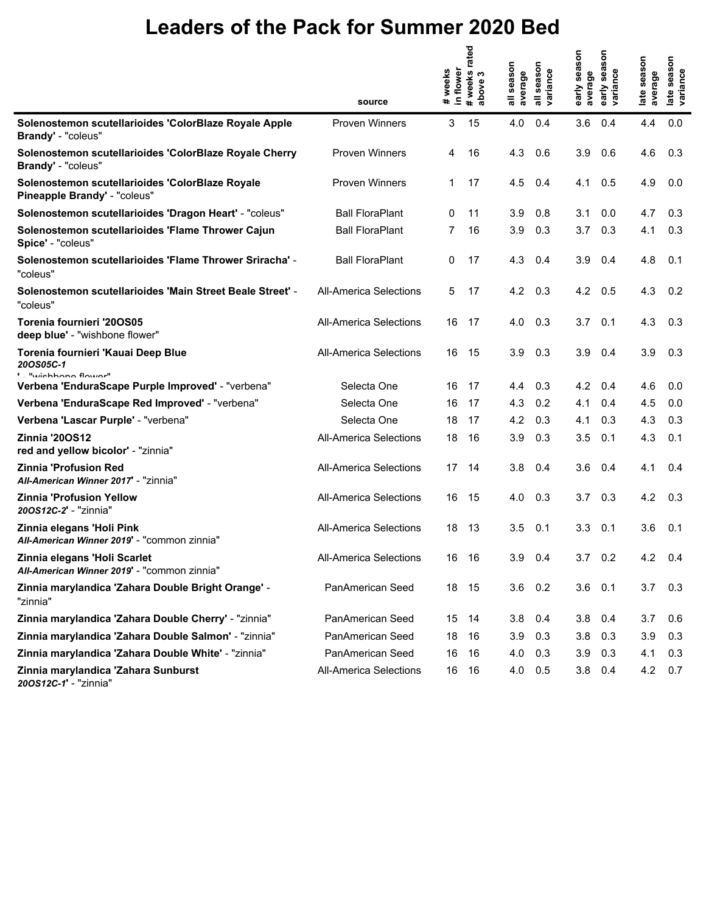# Leaders of the Pack for Summer 2020 Bed

| | source | # weeks in flower | # weeks rated above 3 | all season average | all season variance | early season average | early season variance | late season average | late season variance |
|---|---|---|---|---|---|---|---|---|---|
| **Solenostemon scutellarioides 'ColorBlaze Royale Apple Brandy'** - "coleus" | Proven Winners | 3 | 15 | 4.0 | 0.4 | 3.6 | 0.4 | 4.4 | 0.0 |
| **Solenostemon scutellarioides 'ColorBlaze Royale Cherry Brandy'** - "coleus" | Proven Winners | 4 | 16 | 4.3 | 0.6 | 3.9 | 0.6 | 4.6 | 0.3 |
| **Solenostemon scutellarioides 'ColorBlaze Royale Pineapple Brandy'** - "coleus" | Proven Winners | 1 | 17 | 4.5 | 0.4 | 4.1 | 0.5 | 4.9 | 0.0 |
| **Solenostemon scutellarioides 'Dragon Heart'** - "coleus" | Ball FloraPlant | 0 | 11 | 3.9 | 0.8 | 3.1 | 0.0 | 4.7 | 0.3 |
| **Solenostemon scutellarioides 'Flame Thrower Cajun Spice'** - "coleus" | Ball FloraPlant | 7 | 16 | 3.9 | 0.3 | 3.7 | 0.3 | 4.1 | 0.3 |
| **Solenostemon scutellarioides 'Flame Thrower Sriracha'** - "coleus" | Ball FloraPlant | 0 | 17 | 4.3 | 0.4 | 3.9 | 0.4 | 4.8 | 0.1 |
| **Solenostemon scutellarioides 'Main Street Beale Street'** - "coleus" | All-America Selections | 5 | 17 | 4.2 | 0.3 | 4.2 | 0.5 | 4.3 | 0.2 |
| **Torenia fournieri '20OS05 deep blue'** - "wishbone flower" | All-America Selections | 16 | 17 | 4.0 | 0.3 | 3.7 | 0.1 | 4.3 | 0.3 |
| **Torenia fournieri 'Kauai Deep Blue *20OS05C-1*'** - "wishbone flower" | All-America Selections | 16 | 15 | 3.9 | 0.3 | 3.9 | 0.4 | 3.9 | 0.3 |
| **Verbena 'EnduraScape Purple Improved'** - "verbena" | Selecta One | 16 | 17 | 4.4 | 0.3 | 4.2 | 0.4 | 4.6 | 0.0 |
| **Verbena 'EnduraScape Red Improved'** - "verbena" | Selecta One | 16 | 17 | 4.3 | 0.2 | 4.1 | 0.4 | 4.5 | 0.0 |
| **Verbena 'Lascar Purple'** - "verbena" | Selecta One | 18 | 17 | 4.2 | 0.3 | 4.1 | 0.3 | 4.3 | 0.3 |
| **Zinnia '20OS12 red and yellow bicolor'** - "zinnia" | All-America Selections | 18 | 16 | 3.9 | 0.3 | 3.5 | 0.1 | 4.3 | 0.1 |
| **Zinnia 'Profusion Red *All-American Winner 2017*'** - "zinnia" | All-America Selections | 17 | 14 | 3.8 | 0.4 | 3.6 | 0.4 | 4.1 | 0.4 |
| **Zinnia 'Profusion Yellow *20OS12C-2*'** - "zinnia" | All-America Selections | 16 | 15 | 4.0 | 0.3 | 3.7 | 0.3 | 4.2 | 0.3 |
| **Zinnia elegans 'Holi Pink *All-American Winner 2019*'** - "common zinnia" | All-America Selections | 18 | 13 | 3.5 | 0.1 | 3.3 | 0.1 | 3.6 | 0.1 |
| **Zinnia elegans 'Holi Scarlet *All-American Winner 2019*'** - "common zinnia" | All-America Selections | 16 | 16 | 3.9 | 0.4 | 3.7 | 0.2 | 4.2 | 0.4 |
| **Zinnia marylandica 'Zahara Double Bright Orange'** - "zinnia" | PanAmerican Seed | 18 | 15 | 3.6 | 0.2 | 3.6 | 0.1 | 3.7 | 0.3 |
| **Zinnia marylandica 'Zahara Double Cherry'** - "zinnia" | PanAmerican Seed | 15 | 14 | 3.8 | 0.4 | 3.8 | 0.4 | 3.7 | 0.6 |
| **Zinnia marylandica 'Zahara Double Salmon'** - "zinnia" | PanAmerican Seed | 18 | 16 | 3.9 | 0.3 | 3.8 | 0.3 | 3.9 | 0.3 |
| **Zinnia marylandica 'Zahara Double White'** - "zinnia" | PanAmerican Seed | 16 | 16 | 4.0 | 0.3 | 3.9 | 0.3 | 4.1 | 0.3 |
| **Zinnia marylandica 'Zahara Sunburst *20OS12C-1*'** - "zinnia" | All-America Selections | 16 | 16 | 4.0 | 0.5 | 3.8 | 0.4 | 4.2 | 0.7 |